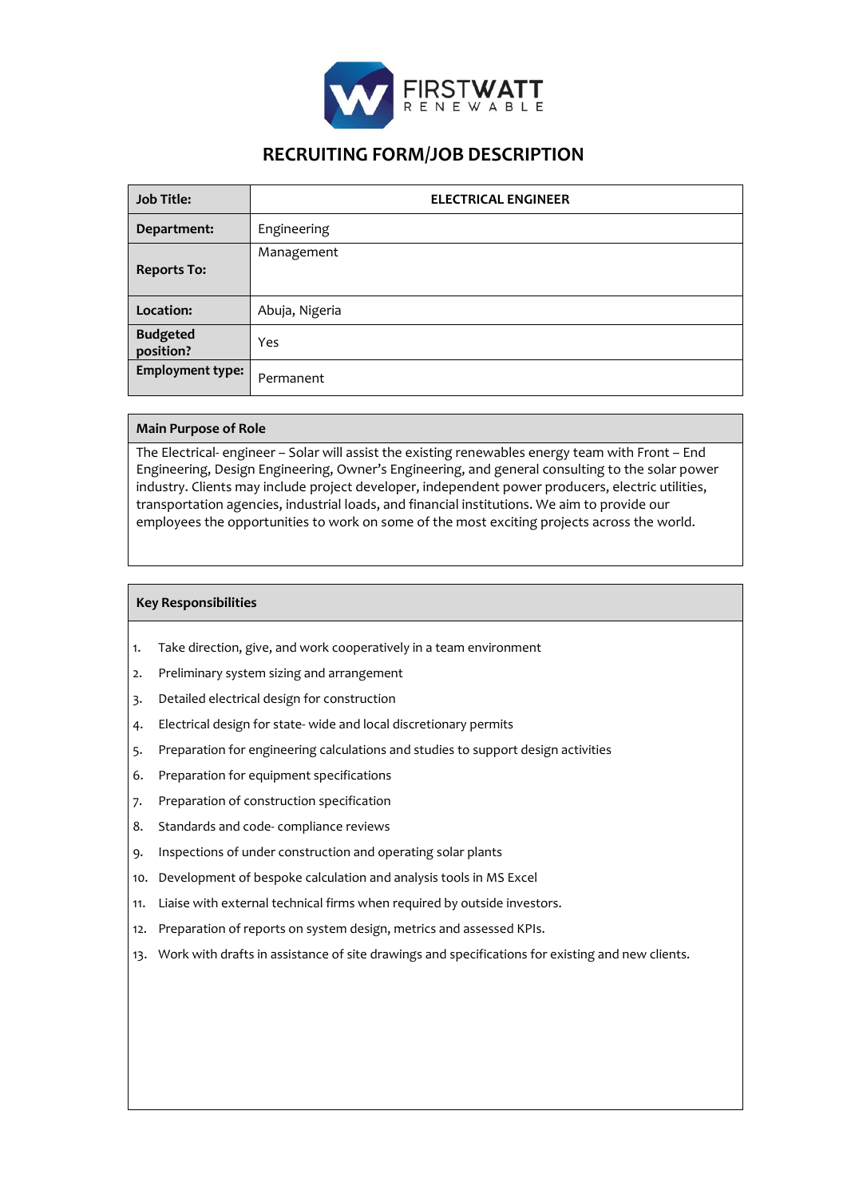FIRSTWATT RENEWABLE

# RECRUITING FORM/JOB DESCRIPTION

| Job Title: | ELECTRICAL ENGINEER |
|---|---|
| Department: | Engineering |
| Reports To: | Management |
| Location: | Abuja, Nigeria |
| Budgeted position? | Yes |
| Employment type: | Permanent |

## Main Purpose of Role

The Electrical- engineer – Solar will assist the existing renewables energy team with Front – End Engineering, Design Engineering, Owner's Engineering, and general consulting to the solar power industry. Clients may include project developer, independent power producers, electric utilities, transportation agencies, industrial loads, and financial institutions. We aim to provide our employees the opportunities to work on some of the most exciting projects across the world.

## Key Responsibilities

1. Take direction, give, and work cooperatively in a team environment
2. Preliminary system sizing and arrangement
3. Detailed electrical design for construction
4. Electrical design for state- wide and local discretionary permits
5. Preparation for engineering calculations and studies to support design activities
6. Preparation for equipment specifications
7. Preparation of construction specification
8. Standards and code- compliance reviews
9. Inspections of under construction and operating solar plants
10. Development of bespoke calculation and analysis tools in MS Excel
11. Liaise with external technical firms when required by outside investors.
12. Preparation of reports on system design, metrics and assessed KPIs.
13. Work with drafts in assistance of site drawings and specifications for existing and new clients.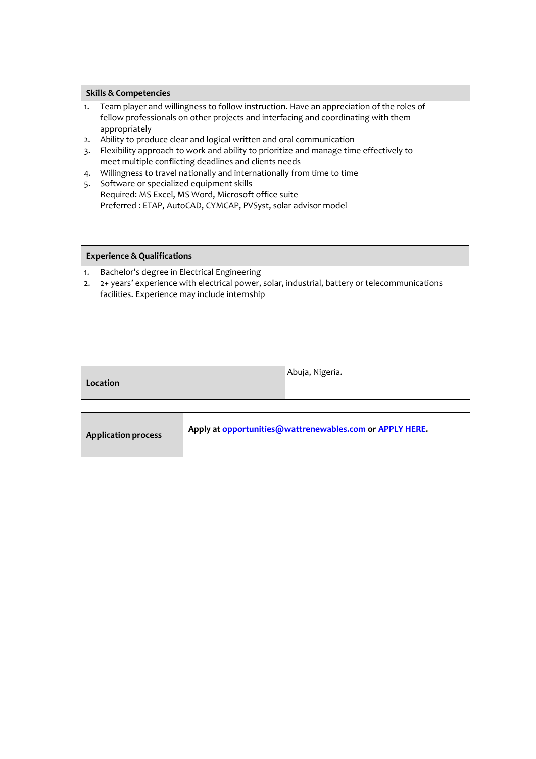| Skills & Competencies |
|---|
| 1. Team player and willingness to follow instruction. Have an appreciation of the roles of fellow professionals on other projects and interfacing and coordinating with them appropriately<br>2. Ability to produce clear and logical written and oral communication<br>3. Flexibility approach to work and ability to prioritize and manage time effectively to meet multiple conflicting deadlines and clients needs<br>4. Willingness to travel nationally and internationally from time to time<br>5. Software or specialized equipment skills<br>Required: MS Excel, MS Word, Microsoft office suite<br>Preferred : ETAP, AutoCAD, CYMCAP, PVSyst, solar advisor model |

| Experience & Qualifications |
|---|
| 1. Bachelor's degree in Electrical Engineering<br>2. 2+ years' experience with electrical power, solar, industrial, battery or telecommunications facilities. Experience may include internship |

| | |
|---|---|
| **Location** | Abuja, Nigeria. |

| | |
|---|---|
| **Application process** | **Apply at opportunities@wattrenewables.com or APPLY HERE.** |